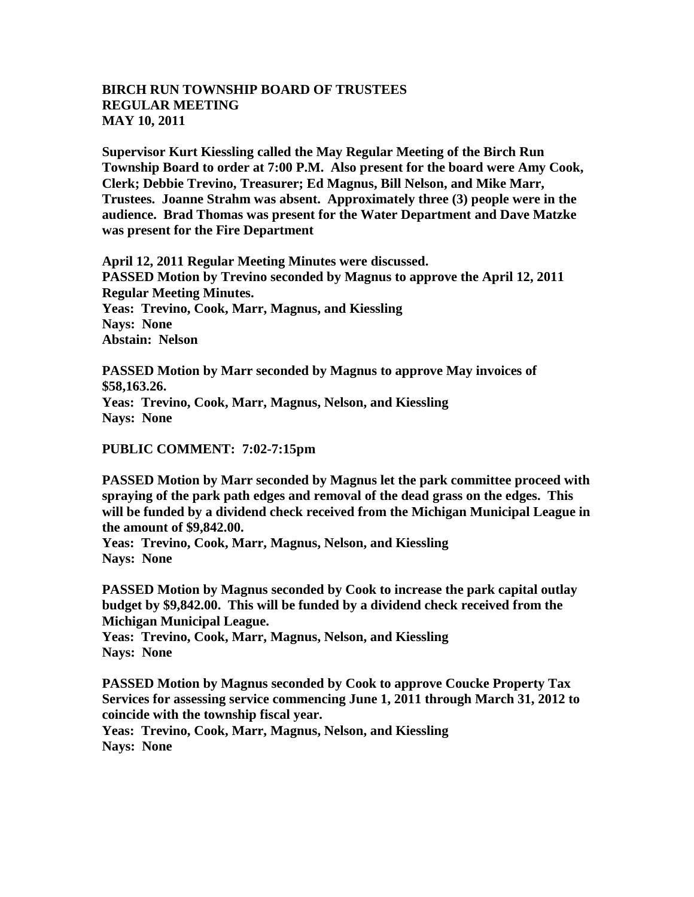**BIRCH RUN TOWNSHIP BOARD OF TRUSTEES**
**REGULAR MEETING**
**MAY 10, 2011**

**Supervisor Kurt Kiessling called the May Regular Meeting of the Birch Run Township Board to order at 7:00 P.M. Also present for the board were Amy Cook, Clerk; Debbie Trevino, Treasurer; Ed Magnus, Bill Nelson, and Mike Marr, Trustees. Joanne Strahm was absent. Approximately three (3) people were in the audience. Brad Thomas was present for the Water Department and Dave Matzke was present for the Fire Department**

**April 12, 2011 Regular Meeting Minutes were discussed.**
**PASSED Motion by Trevino seconded by Magnus to approve the April 12, 2011 Regular Meeting Minutes.**
**Yeas: Trevino, Cook, Marr, Magnus, and Kiessling**
**Nays: None**
**Abstain: Nelson**

**PASSED Motion by Marr seconded by Magnus to approve May invoices of $58,163.26.**
**Yeas: Trevino, Cook, Marr, Magnus, Nelson, and Kiessling**
**Nays: None**

**PUBLIC COMMENT: 7:02-7:15pm**

**PASSED Motion by Marr seconded by Magnus let the park committee proceed with spraying of the park path edges and removal of the dead grass on the edges. This will be funded by a dividend check received from the Michigan Municipal League in the amount of $9,842.00.**
**Yeas: Trevino, Cook, Marr, Magnus, Nelson, and Kiessling**
**Nays: None**

**PASSED Motion by Magnus seconded by Cook to increase the park capital outlay budget by $9,842.00. This will be funded by a dividend check received from the Michigan Municipal League.**
**Yeas: Trevino, Cook, Marr, Magnus, Nelson, and Kiessling**
**Nays: None**

**PASSED Motion by Magnus seconded by Cook to approve Coucke Property Tax Services for assessing service commencing June 1, 2011 through March 31, 2012 to coincide with the township fiscal year.**
**Yeas: Trevino, Cook, Marr, Magnus, Nelson, and Kiessling**
**Nays: None**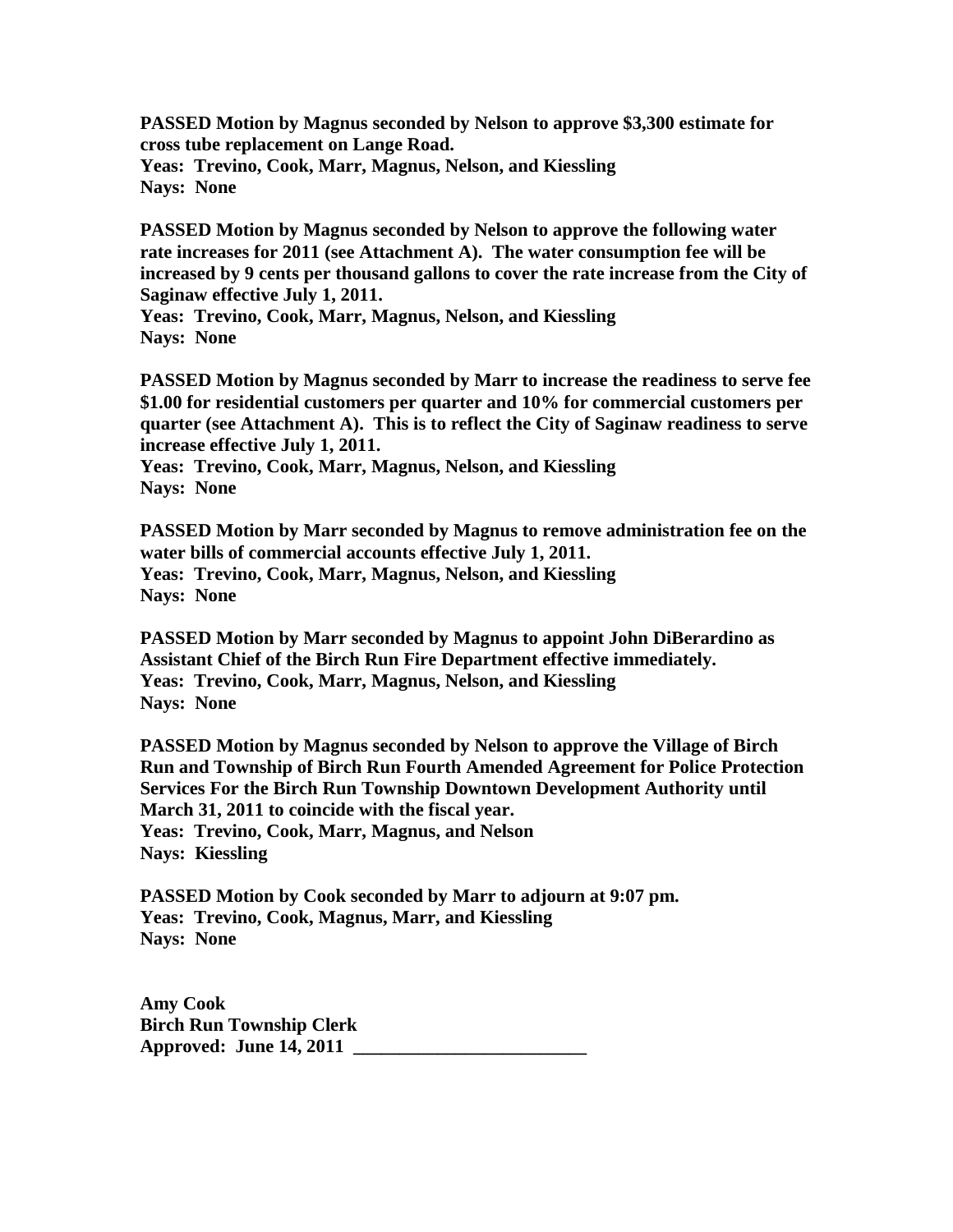**PASSED Motion by Magnus seconded by Nelson to approve $3,300 estimate for cross tube replacement on Lange Road.**
**Yeas: Trevino, Cook, Marr, Magnus, Nelson, and Kiessling**
**Nays: None**

**PASSED Motion by Magnus seconded by Nelson to approve the following water rate increases for 2011 (see Attachment A). The water consumption fee will be increased by 9 cents per thousand gallons to cover the rate increase from the City of Saginaw effective July 1, 2011.**
**Yeas: Trevino, Cook, Marr, Magnus, Nelson, and Kiessling**
**Nays: None**

**PASSED Motion by Magnus seconded by Marr to increase the readiness to serve fee $1.00 for residential customers per quarter and 10% for commercial customers per quarter (see Attachment A). This is to reflect the City of Saginaw readiness to serve increase effective July 1, 2011.**
**Yeas: Trevino, Cook, Marr, Magnus, Nelson, and Kiessling**
**Nays: None**

**PASSED Motion by Marr seconded by Magnus to remove administration fee on the water bills of commercial accounts effective July 1, 2011.**
**Yeas: Trevino, Cook, Marr, Magnus, Nelson, and Kiessling**
**Nays: None**

**PASSED Motion by Marr seconded by Magnus to appoint John DiBerardino as Assistant Chief of the Birch Run Fire Department effective immediately.**
**Yeas: Trevino, Cook, Marr, Magnus, Nelson, and Kiessling**
**Nays: None**

**PASSED Motion by Magnus seconded by Nelson to approve the Village of Birch Run and Township of Birch Run Fourth Amended Agreement for Police Protection Services For the Birch Run Township Downtown Development Authority until March 31, 2011 to coincide with the fiscal year.**
**Yeas: Trevino, Cook, Marr, Magnus, and Nelson**
**Nays: Kiessling**

**PASSED Motion by Cook seconded by Marr to adjourn at 9:07 pm.**
**Yeas: Trevino, Cook, Magnus, Marr, and Kiessling**
**Nays: None**

**Amy Cook**
**Birch Run Township Clerk**
**Approved: June 14, 2011 _________________________**